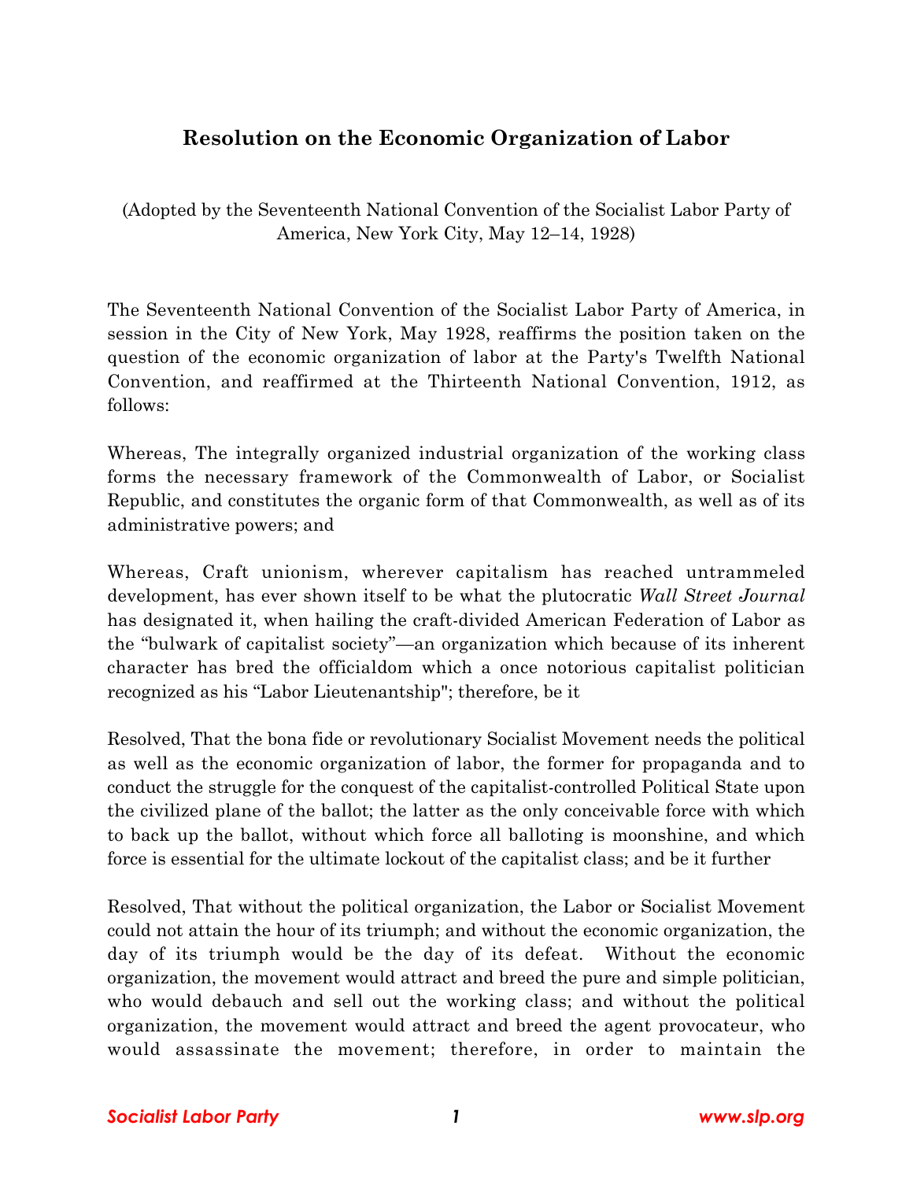# Resolution on the Economic Organization of Labor

(Adopted by the Seventeenth National Convention of the Socialist Labor Party of America, New York City, May 12–14, 1928)

The Seventeenth National Convention of the Socialist Labor Party of America, in session in the City of New York, May 1928, reaffirms the position taken on the question of the economic organization of labor at the Party's Twelfth National Convention, and reaffirmed at the Thirteenth National Convention, 1912, as follows:

Whereas, The integrally organized industrial organization of the working class forms the necessary framework of the Commonwealth of Labor, or Socialist Republic, and constitutes the organic form of that Commonwealth, as well as of its administrative powers; and

Whereas, Craft unionism, wherever capitalism has reached untrammeled development, has ever shown itself to be what the plutocratic *Wall Street Journal* has designated it, when hailing the craft-divided American Federation of Labor as the "bulwark of capitalist society"—an organization which because of its inherent character has bred the officialdom which a once notorious capitalist politician recognized as his "Labor Lieutenantship"; therefore, be it

Resolved, That the bona fide or revolutionary Socialist Movement needs the political as well as the economic organization of labor, the former for propaganda and to conduct the struggle for the conquest of the capitalist-controlled Political State upon the civilized plane of the ballot; the latter as the only conceivable force with which to back up the ballot, without which force all balloting is moonshine, and which force is essential for the ultimate lockout of the capitalist class; and be it further

Resolved, That without the political organization, the Labor or Socialist Movement could not attain the hour of its triumph; and without the economic organization, the day of its triumph would be the day of its defeat. Without the economic organization, the movement would attract and breed the pure and simple politician, who would debauch and sell out the working class; and without the political organization, the movement would attract and breed the agent provocateur, who would assassinate the movement; therefore, in order to maintain the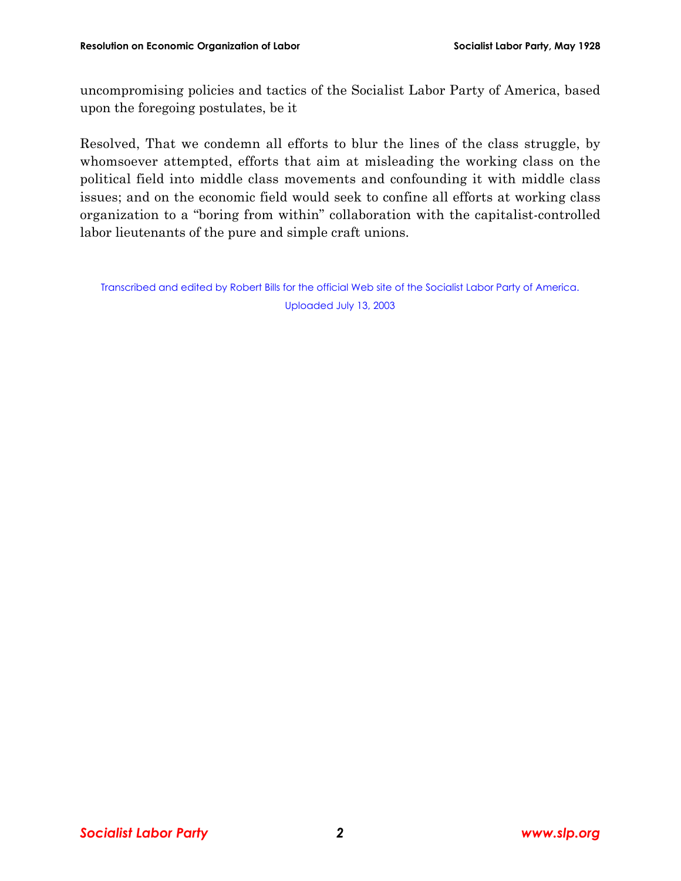uncompromising policies and tactics of the Socialist Labor Party of America, based upon the foregoing postulates, be it

Resolved, That we condemn all efforts to blur the lines of the class struggle, by whomsoever attempted, efforts that aim at misleading the working class on the political field into middle class movements and confounding it with middle class issues; and on the economic field would seek to confine all efforts at working class organization to a "boring from within" collaboration with the capitalist-controlled labor lieutenants of the pure and simple craft unions.

Transcribed and edited by Robert Bills for the official Web site of the Socialist Labor Party of America.
Uploaded July 13, 2003